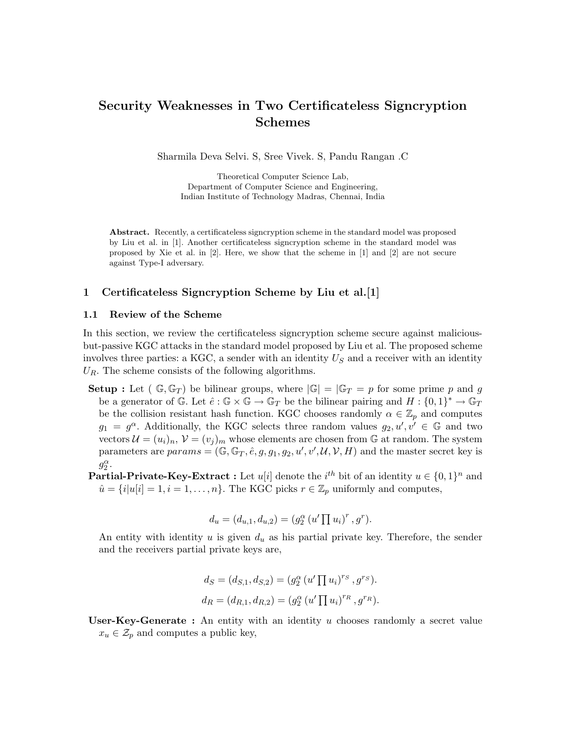# Security Weaknesses in Two Certificateless Signcryption Schemes

Sharmila Deva Selvi. S, Sree Vivek. S, Pandu Rangan .C

Theoretical Computer Science Lab,
Department of Computer Science and Engineering,
Indian Institute of Technology Madras, Chennai, India

**Abstract.** Recently, a certificateless signcryption scheme in the standard model was proposed by Liu et al. in [1]. Another certificateless signcryption scheme in the standard model was proposed by Xie et al. in [2]. Here, we show that the scheme in [1] and [2] are not secure against Type-I adversary.

## 1 Certificateless Signcryption Scheme by Liu et al.[1]

### 1.1 Review of the Scheme

In this section, we review the certificateless signcryption scheme secure against malicious-but-passive KGC attacks in the standard model proposed by Liu et al. The proposed scheme involves three parties: a KGC, a sender with an identity $U_S$ and a receiver with an identity $U_R$. The scheme consists of the following algorithms.

**Setup :** Let ( $\mathbb{G}, \mathbb{G}_T$) be bilinear groups, where $|\mathbb{G}| = |\mathbb{G}_T = p$ for some prime $p$ and $g$ be a generator of $\mathbb{G}$. Let $\hat{e} : \mathbb{G} \times \mathbb{G} \rightarrow \mathbb{G}_T$ be the bilinear pairing and $H : \{0,1\}^* \rightarrow \mathbb{G}_T$ be the collision resistant hash function. KGC chooses randomly $\alpha \in \mathbb{Z}_p$ and computes $g_1 = g^{\alpha}$. Additionally, the KGC selects three random values $g_2, u', v' \in \mathbb{G}$ and two vectors $\mathcal{U} = (u_i)_n$, $\mathcal{V} = (v_j)_m$ whose elements are chosen from $\mathbb{G}$ at random. The system parameters are $params = (\mathbb{G}, \mathbb{G}_T, \hat{e}, g, g_1, g_2, u', v', \mathcal{U}, \mathcal{V}, H)$ and the master secret key is $g_2^{\alpha}$.

**Partial-Private-Key-Extract :** Let $u[i]$ denote the $i^{th}$ bit of an identity $u \in \{0,1\}^n$ and $\hat{u} = \{i | u[i] = 1, i = 1, \ldots, n\}$. The KGC picks $r \in \mathbb{Z}_p$ uniformly and computes,

$$d_u = (d_{u,1}, d_{u,2}) = (g_2^{\alpha} \left(u' \prod u_i\right)^r, g^r).$$

An entity with identity $u$ is given $d_u$ as his partial private key. Therefore, the sender and the receivers partial private keys are,

$$d_S = (d_{S,1}, d_{S,2}) = (g_2^{\alpha} \left(u' \prod u_i\right)^{r_S}, g^{r_S}).$$

$$d_R = (d_{R,1}, d_{R,2}) = (g_2^{\alpha} \left(u' \prod u_i\right)^{r_R}, g^{r_R}).$$

**User-Key-Generate :** An entity with an identity $u$ chooses randomly a secret value $x_u \in \mathcal{Z}_p$ and computes a public key,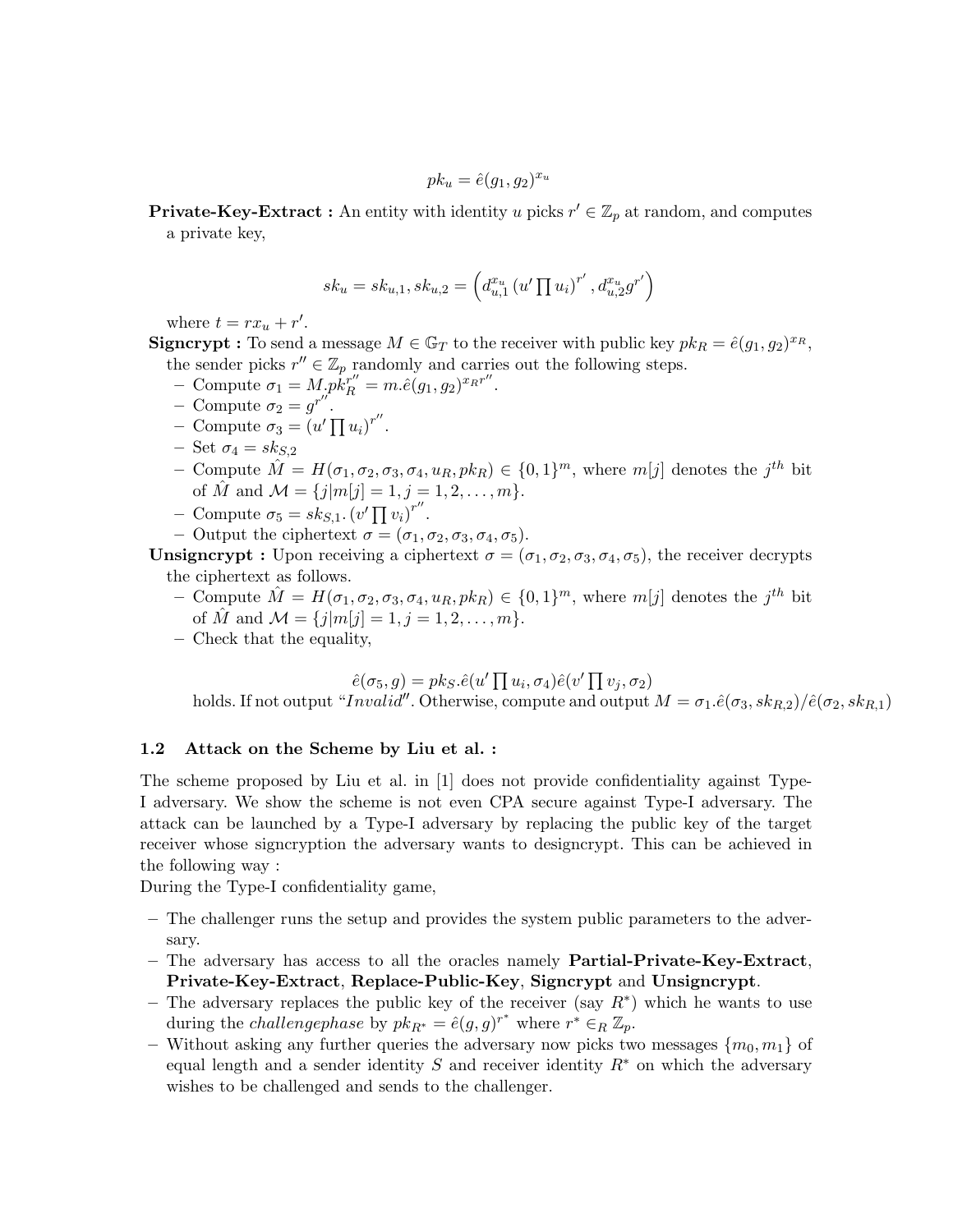$$pk_u = \hat{e}(g_1, g_2)^{x_u}$$

**Private-Key-Extract :** An entity with identity $u$ picks $r' \in \mathbb{Z}_p$ at random, and computes a private key,

$$sk_u = sk_{u,1}, sk_{u,2} = \left( d_{u,1}^{x_u} \left(u' \prod u_i\right)^{r'}, d_{u,2}^{x_u} g^{r'} \right)$$

where $t = rx_u + r'$.

**Signcrypt :** To send a message $M \in \mathbb{G}_T$ to the receiver with public key $pk_R = \hat{e}(g_1, g_2)^{x_R}$, the sender picks $r'' \in \mathbb{Z}_p$ randomly and carries out the following steps.

- Compute $\sigma_1 = M.pk_R^{r''} = m.\hat{e}(g_1, g_2)^{x_R r''}$.
- Compute $\sigma_2 = g^{r''}$.
- Compute $\sigma_3 = (u' \prod u_i)^{r''}$.
- Set $\sigma_4 = sk_{S,2}$
- Compute $\hat{M} = H(\sigma_1, \sigma_2, \sigma_3, \sigma_4, u_R, pk_R) \in \{0,1\}^m$, where $m[j]$ denotes the $j^{th}$ bit of $\hat{M}$ and $\mathcal{M} = \{j | m[j] = 1, j = 1, 2, \ldots, m\}$.
- Compute $\sigma_5 = sk_{S,1}.(v' \prod v_i)^{r''}$.
- Output the ciphertext $\sigma = (\sigma_1, \sigma_2, \sigma_3, \sigma_4, \sigma_5)$.

**Unsigncrypt :** Upon receiving a ciphertext $\sigma = (\sigma_1, \sigma_2, \sigma_3, \sigma_4, \sigma_5)$, the receiver decrypts the ciphertext as follows.

- Compute $\hat{M} = H(\sigma_1, \sigma_2, \sigma_3, \sigma_4, u_R, pk_R) \in \{0,1\}^m$, where $m[j]$ denotes the $j^{th}$ bit of $\hat{M}$ and $\mathcal{M} = \{j | m[j] = 1, j = 1, 2, \ldots, m\}$.
- Check that the equality,

$$\hat{e}(\sigma_5, g) = pk_S.\hat{e}(u' \prod u_i, \sigma_4)\hat{e}(v' \prod v_j, \sigma_2)$$

holds. If not output "$Invalid$". Otherwise, compute and output $M = \sigma_1.\hat{e}(\sigma_3, sk_{R,2})/\hat{e}(\sigma_2, sk_{R,1})$

### 1.2 Attack on the Scheme by Liu et al. :

The scheme proposed by Liu et al. in [1] does not provide confidentiality against Type-I adversary. We show the scheme is not even CPA secure against Type-I adversary. The attack can be launched by a Type-I adversary by replacing the public key of the target receiver whose signcryption the adversary wants to designcrypt. This can be achieved in the following way :

During the Type-I confidentiality game,

- The challenger runs the setup and provides the system public parameters to the adversary.
- The adversary has access to all the oracles namely **Partial-Private-Key-Extract**, **Private-Key-Extract**, **Replace-Public-Key**, **Signcrypt** and **Unsigncrypt**.
- The adversary replaces the public key of the receiver (say $R^*$) which he wants to use during the *challengephase* by $pk_{R^*} = \hat{e}(g, g)^{r^*}$ where $r^* \in_R \mathbb{Z}_p$.
- Without asking any further queries the adversary now picks two messages $\{m_0, m_1\}$ of equal length and a sender identity $S$ and receiver identity $R^*$ on which the adversary wishes to be challenged and sends to the challenger.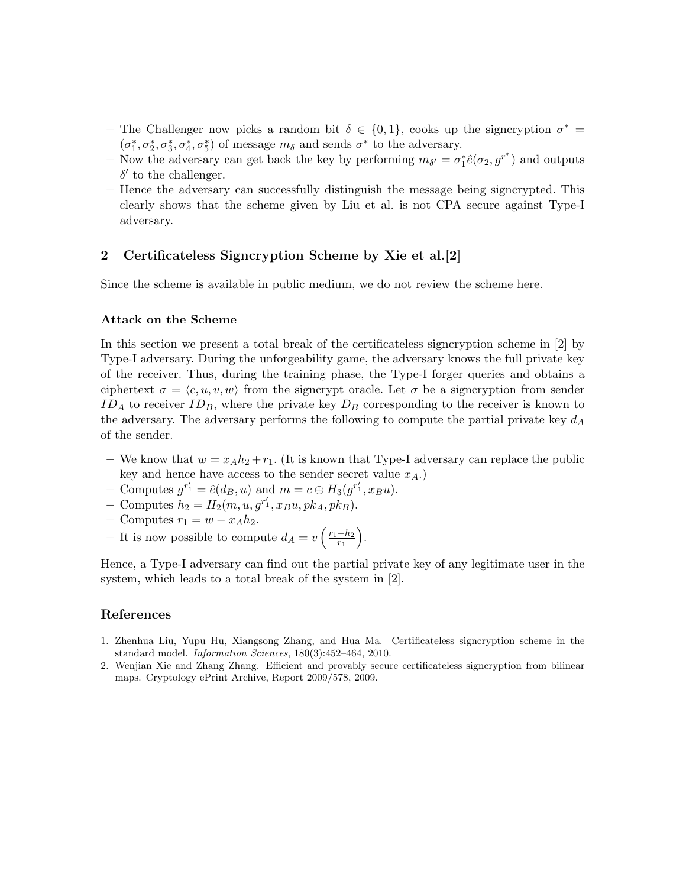- The Challenger now picks a random bit $\delta \in \{0,1\}$, cooks up the signcryption $\sigma^* = (\sigma_1^*, \sigma_2^*, \sigma_3^*, \sigma_4^*, \sigma_5^*)$ of message $m_\delta$ and sends $\sigma^*$ to the adversary.
- Now the adversary can get back the key by performing $m_{\delta'} = \sigma_1^* \hat{e}(\sigma_2, g^{r^*})$ and outputs $\delta'$ to the challenger.
- Hence the adversary can successfully distinguish the message being signcrypted. This clearly shows that the scheme given by Liu et al. is not CPA secure against Type-I adversary.

## 2 Certificateless Signcryption Scheme by Xie et al.[2]

Since the scheme is available in public medium, we do not review the scheme here.

### Attack on the Scheme

In this section we present a total break of the certificateless signcryption scheme in [2] by Type-I adversary. During the unforgeability game, the adversary knows the full private key of the receiver. Thus, during the training phase, the Type-I forger queries and obtains a ciphertext $\sigma = \langle c, u, v, w \rangle$ from the signcrypt oracle. Let $\sigma$ be a signcryption from sender $ID_A$ to receiver $ID_B$, where the private key $D_B$ corresponding to the receiver is known to the adversary. The adversary performs the following to compute the partial private key $d_A$ of the sender.

- We know that $w = x_A h_2 + r_1$. (It is known that Type-I adversary can replace the public key and hence have access to the sender secret value $x_A$.)
- Computes $g^{r_1'} = \hat{e}(d_B, u)$ and $m = c \oplus H_3(g^{r_1'}, x_B u)$.
- Computes $h_2 = H_2(m, u, g^{r_1'}, x_B u, pk_A, pk_B)$.
- Computes $r_1 = w - x_A h_2$.
- It is now possible to compute $d_A = v\left(\frac{r_1 - h_2}{r_1}\right)$.

Hence, a Type-I adversary can find out the partial private key of any legitimate user in the system, which leads to a total break of the system in [2].

## References

1. Zhenhua Liu, Yupu Hu, Xiangsong Zhang, and Hua Ma. Certificateless signcryption scheme in the standard model. *Information Sciences*, 180(3):452–464, 2010.
2. Wenjian Xie and Zhang Zhang. Efficient and provably secure certificateless signcryption from bilinear maps. Cryptology ePrint Archive, Report 2009/578, 2009.